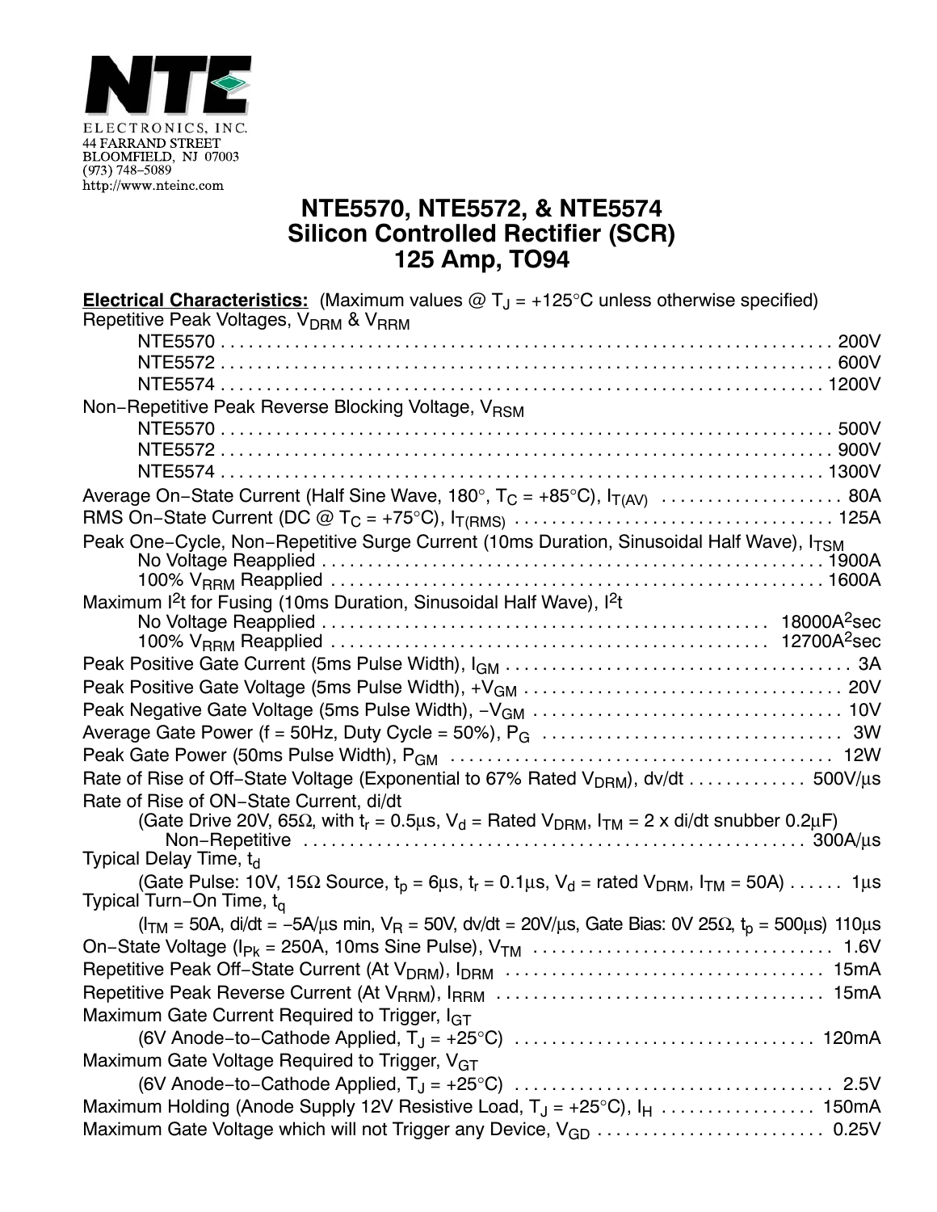NTE ELECTRONICS, INC.
44 FARRAND STREET
BLOOMFIELD, NJ 07003
(973) 748–5089
http://www.nteinc.com

# NTE5570, NTE5572, & NTE5574
# Silicon Controlled Rectifier (SCR)
# 125 Amp, TO94

**Electrical Characteristics:** (Maximum values @ $T_J$ = +125°C unless otherwise specified)

Repetitive Peak Voltages, $V_{DRM}$ & $V_{RRM}$
- NTE5570 . . . . . 200V
- NTE5572 . . . . . 600V
- NTE5574 . . . . . 1200V

Non−Repetitive Peak Reverse Blocking Voltage, $V_{RSM}$
- NTE5570 . . . . . 500V
- NTE5572 . . . . . 900V
- NTE5574 . . . . . 1300V

Average On−State Current (Half Sine Wave, 180°, $T_C$ = +85°C), $I_{T(AV)}$ . . . . . 80A

RMS On−State Current (DC @ $T_C$ = +75°C), $I_{T(RMS)}$ . . . . . 125A

Peak One−Cycle, Non−Repetitive Surge Current (10ms Duration, Sinusoidal Half Wave), $I_{TSM}$
- No Voltage Reapplied . . . . . 1900A
- 100% $V_{RRM}$ Reapplied . . . . . 1600A

Maximum $I^2t$ for Fusing (10ms Duration, Sinusoidal Half Wave), $I^2t$
- No Voltage Reapplied . . . . . 18000$A^2$sec
- 100% $V_{RRM}$ Reapplied . . . . . 12700$A^2$sec

Peak Positive Gate Current (5ms Pulse Width), $I_{GM}$ . . . . . 3A

Peak Positive Gate Voltage (5ms Pulse Width), $+V_{GM}$ . . . . . 20V

Peak Negative Gate Voltage (5ms Pulse Width), $-V_{GM}$ . . . . . 10V

Average Gate Power (f = 50Hz, Duty Cycle = 50%), $P_G$ . . . . . 3W

Peak Gate Power (50ms Pulse Width), $P_{GM}$ . . . . . 12W

Rate of Rise of Off−State Voltage (Exponential to 67% Rated $V_{DRM}$), dv/dt . . . . . 500V/µs

Rate of Rise of ON−State Current, di/dt
- (Gate Drive 20V, 65Ω, with $t_r$ = 0.5µs, $V_d$ = Rated $V_{DRM}$, $I_{TM}$ = 2 x di/dt snubber 0.2µF)
  - Non−Repetitive . . . . . 300A/µs

Typical Delay Time, $t_d$
- (Gate Pulse: 10V, 15Ω Source, $t_p$ = 6µs, $t_r$ = 0.1µs, $V_d$ = rated $V_{DRM}$, $I_{TM}$ = 50A) . . . . . 1µs

Typical Turn−On Time, $t_q$
- ($I_{TM}$ = 50A, di/dt = −5A/µs min, $V_R$ = 50V, dv/dt = 20V/µs, Gate Bias: 0V 25Ω, $t_p$ = 500µs) 110µs

On−State Voltage ($I_{Pk}$ = 250A, 10ms Sine Pulse), $V_{TM}$ . . . . . 1.6V

Repetitive Peak Off−State Current (At $V_{DRM}$), $I_{DRM}$ . . . . . 15mA

Repetitive Peak Reverse Current (At $V_{RRM}$), $I_{RRM}$ . . . . . 15mA

Maximum Gate Current Required to Trigger, $I_{GT}$
- (6V Anode−to−Cathode Applied, $T_J$ = +25°C) . . . . . 120mA

Maximum Gate Voltage Required to Trigger, $V_{GT}$
- (6V Anode−to−Cathode Applied, $T_J$ = +25°C) . . . . . 2.5V

Maximum Holding (Anode Supply 12V Resistive Load, $T_J$ = +25°C), $I_H$ . . . . . 150mA

Maximum Gate Voltage which will not Trigger any Device, $V_{GD}$ . . . . . 0.25V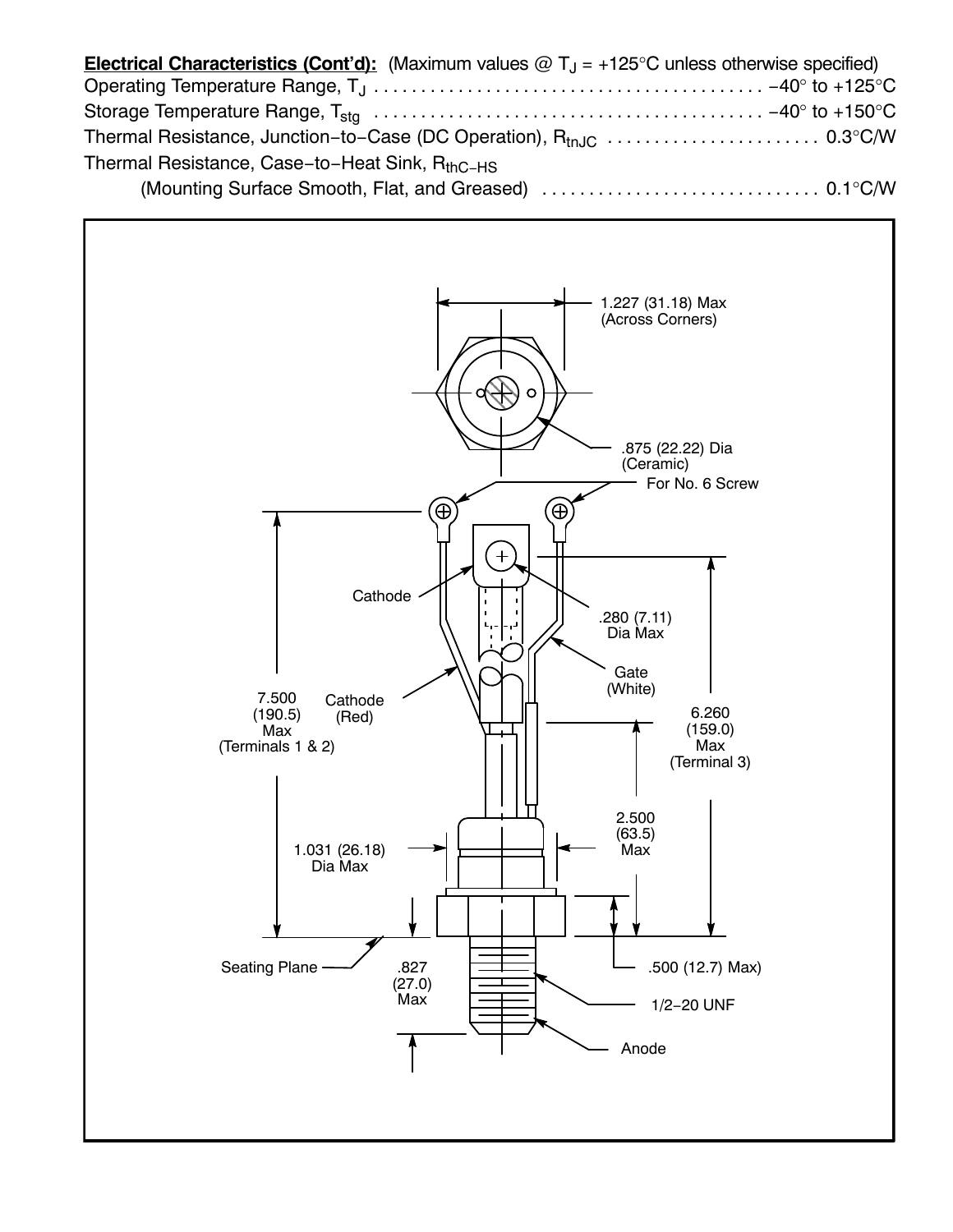**Electrical Characteristics (Cont'd):** (Maximum values @ $T_J$ = +125°C unless otherwise specified)

Operating Temperature Range, $T_J$ . . . . . . . . . . . . . . . . . . . . . . . . . . . . . . . . . . . . . . . −40° to +125°C

Storage Temperature Range, $T_{stg}$ . . . . . . . . . . . . . . . . . . . . . . . . . . . . . . . . . . . . . . . −40° to +150°C

Thermal Resistance, Junction−to−Case (DC Operation), $R_{tnJC}$ . . . . . . . . . . . . . . . . . . . . . . 0.3°C/W

Thermal Resistance, Case−to−Heat Sink, $R_{thC-HS}$
(Mounting Surface Smooth, Flat, and Greased) . . . . . . . . . . . . . . . . . . . . . . . . . . . . . 0.1°C/W

1.227 (31.18) Max
(Across Corners)

.875 (22.22) Dia
(Ceramic)

For No. 6 Screw

Cathode

.280 (7.11)
Dia Max

Gate
(White)

7.500
(190.5)
Max
(Terminals 1 & 2)

Cathode
(Red)

6.260
(159.0)
Max
(Terminal 3)

2.500
(63.5)
Max

1.031 (26.18)
Dia Max

Seating Plane

.827
(27.0)
Max

.500 (12.7) Max)

1/2−20 UNF

Anode